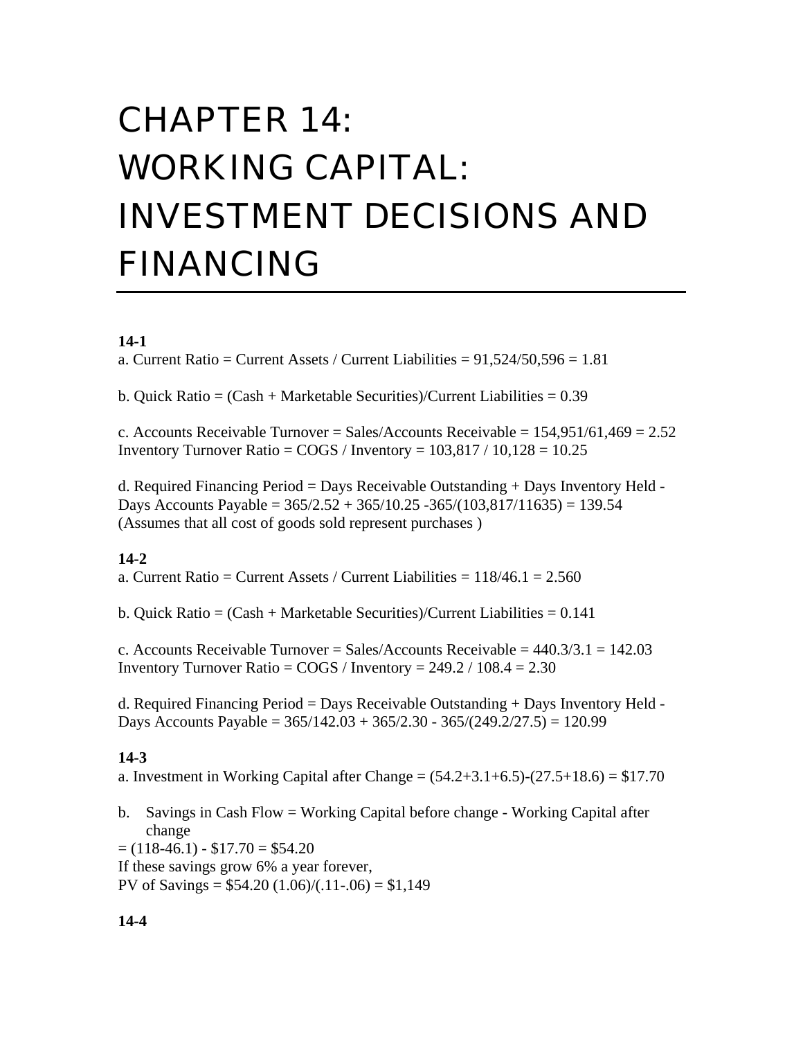# CHAPTER 14: WORKING CAPITAL: INVESTMENT DECISIONS AND FINANCING

**14-1**

a. Current Ratio = Current Assets / Current Liabilities = 91,524/50,596 = 1.81

b. Quick Ratio = (Cash + Marketable Securities)/Current Liabilities = 0.39

c. Accounts Receivable Turnover = Sales/Accounts Receivable = 154,951/61,469 = 2.52
Inventory Turnover Ratio = COGS / Inventory = 103,817 / 10,128 = 10.25

d. Required Financing Period = Days Receivable Outstanding + Days Inventory Held - Days Accounts Payable = 365/2.52 + 365/10.25 -365/(103,817/11635) = 139.54
(Assumes that all cost of goods sold represent purchases )

**14-2**

a. Current Ratio = Current Assets / Current Liabilities = 118/46.1 = 2.560

b. Quick Ratio = (Cash + Marketable Securities)/Current Liabilities = 0.141

c. Accounts Receivable Turnover = Sales/Accounts Receivable = 440.3/3.1 = 142.03
Inventory Turnover Ratio = COGS / Inventory = 249.2 / 108.4 = 2.30

d. Required Financing Period = Days Receivable Outstanding + Days Inventory Held - Days Accounts Payable = 365/142.03 + 365/2.30 - 365/(249.2/27.5) = 120.99

**14-3**

a. Investment in Working Capital after Change = (54.2+3.1+6.5)-(27.5+18.6) = $17.70

b. Savings in Cash Flow = Working Capital before change - Working Capital after change
= (118-46.1) - $17.70 = $54.20
If these savings grow 6% a year forever,
PV of Savings = $54.20 (1.06)/(.11-.06) = $1,149

**14-4**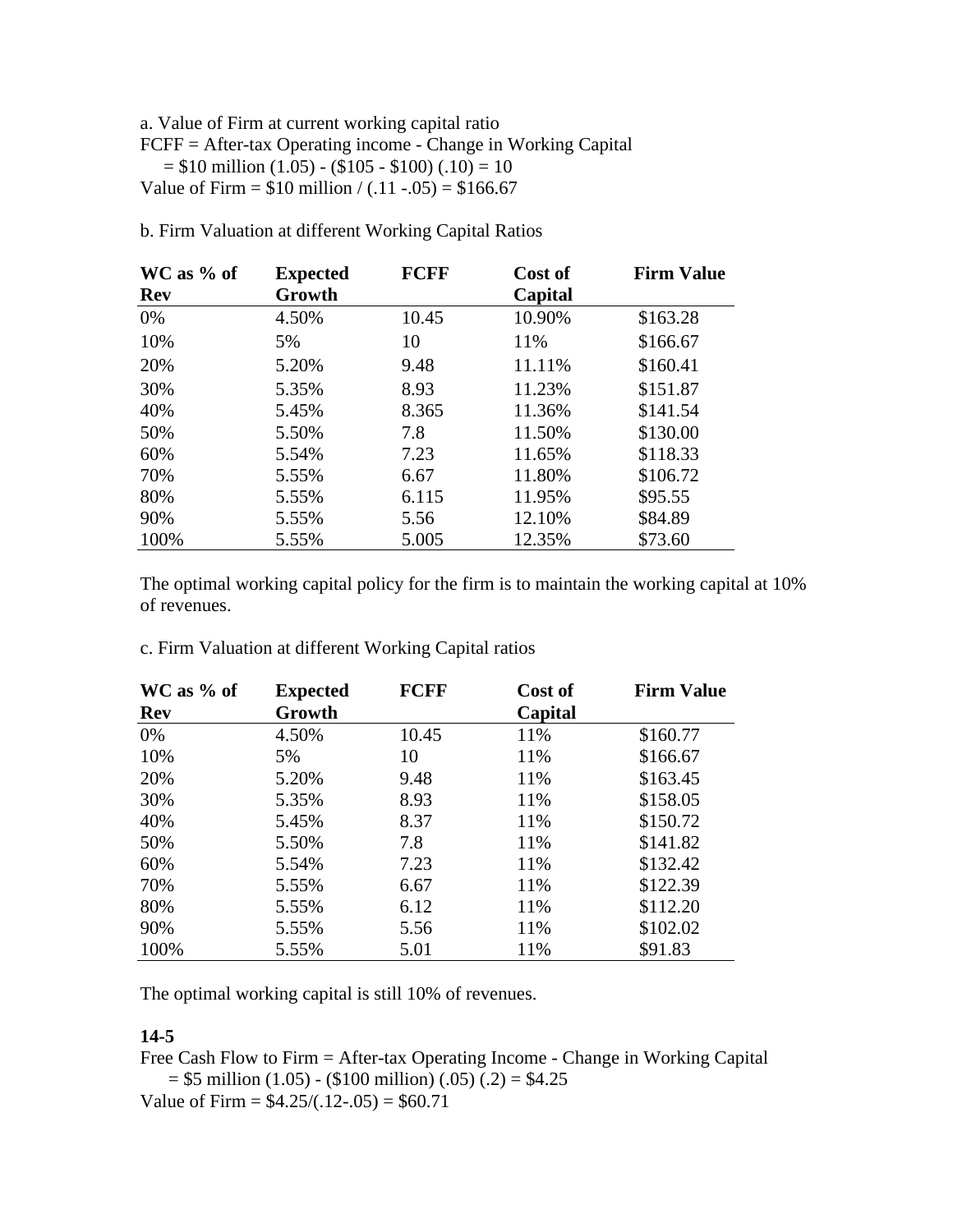a. Value of Firm at current working capital ratio

FCFF = After-tax Operating income - Change in Working Capital

= \$10 million (1.05) - (\$105 - \$100) (.10) = 10

Value of Firm = \$10 million / (.11 -.05) = \$166.67

b. Firm Valuation at different Working Capital Ratios

| WC as % of Rev | Expected Growth | FCFF | Cost of Capital | Firm Value |
|---|---|---|---|---|
| 0% | 4.50% | 10.45 | 10.90% | \$163.28 |
| 10% | 5% | 10 | 11% | \$166.67 |
| 20% | 5.20% | 9.48 | 11.11% | \$160.41 |
| 30% | 5.35% | 8.93 | 11.23% | \$151.87 |
| 40% | 5.45% | 8.365 | 11.36% | \$141.54 |
| 50% | 5.50% | 7.8 | 11.50% | \$130.00 |
| 60% | 5.54% | 7.23 | 11.65% | \$118.33 |
| 70% | 5.55% | 6.67 | 11.80% | \$106.72 |
| 80% | 5.55% | 6.115 | 11.95% | \$95.55 |
| 90% | 5.55% | 5.56 | 12.10% | \$84.89 |
| 100% | 5.55% | 5.005 | 12.35% | \$73.60 |

The optimal working capital policy for the firm is to maintain the working capital at 10% of revenues.

c. Firm Valuation at different Working Capital ratios

| WC as % of Rev | Expected Growth | FCFF | Cost of Capital | Firm Value |
|---|---|---|---|---|
| 0% | 4.50% | 10.45 | 11% | \$160.77 |
| 10% | 5% | 10 | 11% | \$166.67 |
| 20% | 5.20% | 9.48 | 11% | \$163.45 |
| 30% | 5.35% | 8.93 | 11% | \$158.05 |
| 40% | 5.45% | 8.37 | 11% | \$150.72 |
| 50% | 5.50% | 7.8 | 11% | \$141.82 |
| 60% | 5.54% | 7.23 | 11% | \$132.42 |
| 70% | 5.55% | 6.67 | 11% | \$122.39 |
| 80% | 5.55% | 6.12 | 11% | \$112.20 |
| 90% | 5.55% | 5.56 | 11% | \$102.02 |
| 100% | 5.55% | 5.01 | 11% | \$91.83 |

The optimal working capital is still 10% of revenues.

**14-5**

Free Cash Flow to Firm = After-tax Operating Income - Change in Working Capital

= \$5 million (1.05) - (\$100 million) (.05) (.2) = \$4.25

Value of Firm = \$4.25/(.12-.05) = \$60.71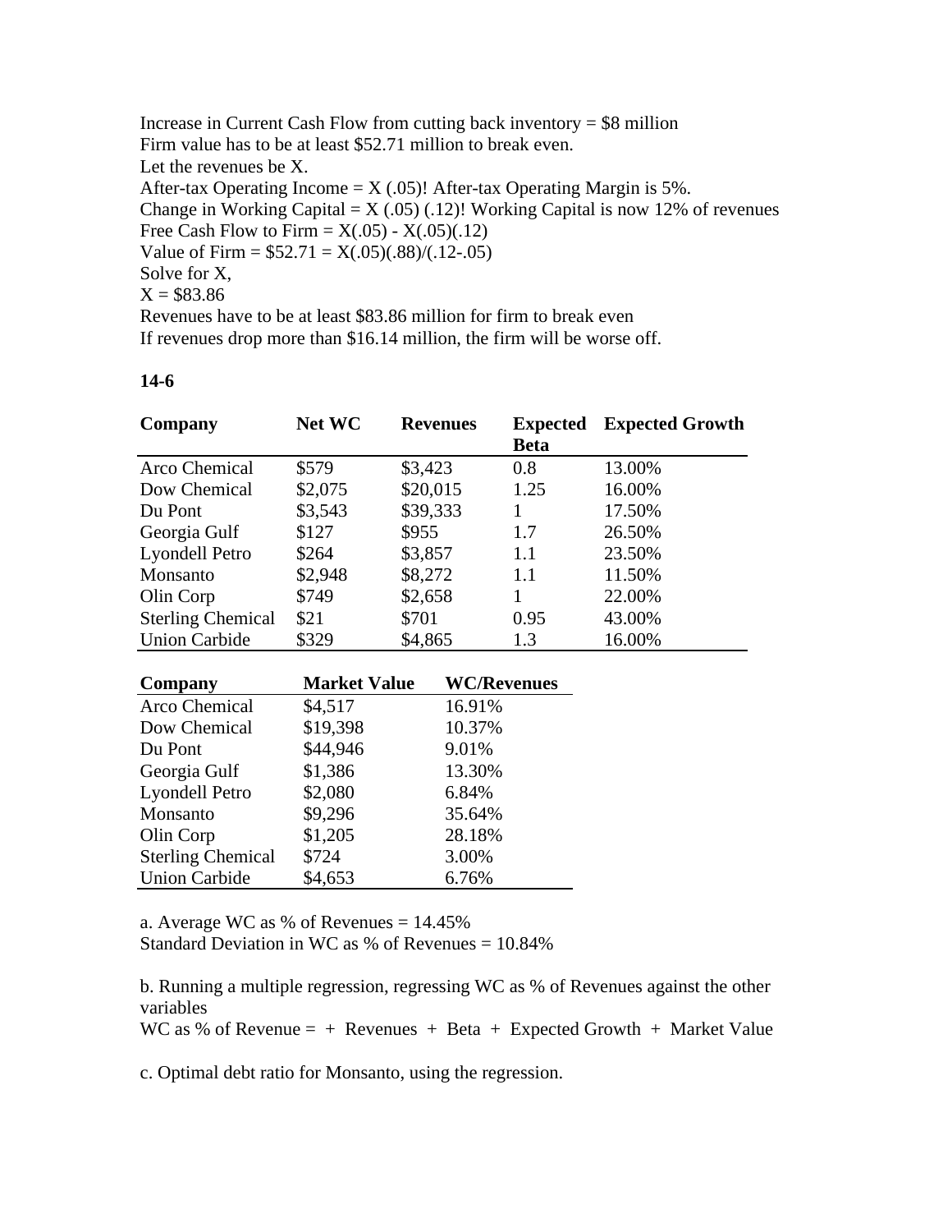Increase in Current Cash Flow from cutting back inventory = \$8 million
Firm value has to be at least \$52.71 million to break even.
Let the revenues be X.
After-tax Operating Income = X (.05)! After-tax Operating Margin is 5%.
Change in Working Capital = X (.05) (.12)! Working Capital is now 12% of revenues
Free Cash Flow to Firm = X(.05) - X(.05)(.12)
Value of Firm = \$52.71 = X(.05)(.88)/(.12-.05)
Solve for X,
X = \$83.86
Revenues have to be at least \$83.86 million for firm to break even
If revenues drop more than \$16.14 million, the firm will be worse off.

**14-6**

| Company | Net WC | Revenues | Expected Beta | Expected Growth |
|---|---|---|---|---|
| Arco Chemical | \$579 | \$3,423 | 0.8 | 13.00% |
| Dow Chemical | \$2,075 | \$20,015 | 1.25 | 16.00% |
| Du Pont | \$3,543 | \$39,333 | 1 | 17.50% |
| Georgia Gulf | \$127 | \$955 | 1.7 | 26.50% |
| Lyondell Petro | \$264 | \$3,857 | 1.1 | 23.50% |
| Monsanto | \$2,948 | \$8,272 | 1.1 | 11.50% |
| Olin Corp | \$749 | \$2,658 | 1 | 22.00% |
| Sterling Chemical | \$21 | \$701 | 0.95 | 43.00% |
| Union Carbide | \$329 | \$4,865 | 1.3 | 16.00% |

| Company | Market Value | WC/Revenues |
|---|---|---|
| Arco Chemical | \$4,517 | 16.91% |
| Dow Chemical | \$19,398 | 10.37% |
| Du Pont | \$44,946 | 9.01% |
| Georgia Gulf | \$1,386 | 13.30% |
| Lyondell Petro | \$2,080 | 6.84% |
| Monsanto | \$9,296 | 35.64% |
| Olin Corp | \$1,205 | 28.18% |
| Sterling Chemical | \$724 | 3.00% |
| Union Carbide | \$4,653 | 6.76% |

a. Average WC as % of Revenues = 14.45%
Standard Deviation in WC as % of Revenues = 10.84%

b. Running a multiple regression, regressing WC as % of Revenues against the other variables
WC as % of Revenue = + Revenues + Beta + Expected Growth + Market Value

c. Optimal debt ratio for Monsanto, using the regression.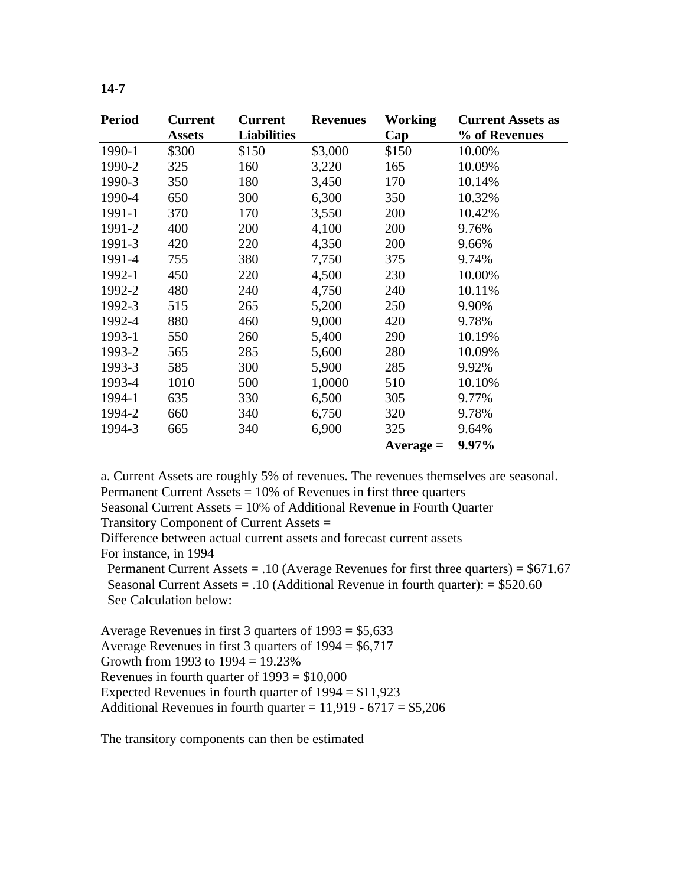**14-7**

| Period | Current Assets | Current Liabilities | Revenues | Working Cap | Current Assets as % of Revenues |
|---|---|---|---|---|---|
| 1990-1 | $300 | $150 | $3,000 | $150 | 10.00% |
| 1990-2 | 325 | 160 | 3,220 | 165 | 10.09% |
| 1990-3 | 350 | 180 | 3,450 | 170 | 10.14% |
| 1990-4 | 650 | 300 | 6,300 | 350 | 10.32% |
| 1991-1 | 370 | 170 | 3,550 | 200 | 10.42% |
| 1991-2 | 400 | 200 | 4,100 | 200 | 9.76% |
| 1991-3 | 420 | 220 | 4,350 | 200 | 9.66% |
| 1991-4 | 755 | 380 | 7,750 | 375 | 9.74% |
| 1992-1 | 450 | 220 | 4,500 | 230 | 10.00% |
| 1992-2 | 480 | 240 | 4,750 | 240 | 10.11% |
| 1992-3 | 515 | 265 | 5,200 | 250 | 9.90% |
| 1992-4 | 880 | 460 | 9,000 | 420 | 9.78% |
| 1993-1 | 550 | 260 | 5,400 | 290 | 10.19% |
| 1993-2 | 565 | 285 | 5,600 | 280 | 10.09% |
| 1993-3 | 585 | 300 | 5,900 | 285 | 9.92% |
| 1993-4 | 1010 | 500 | 1,0000 | 510 | 10.10% |
| 1994-1 | 635 | 330 | 6,500 | 305 | 9.77% |
| 1994-2 | 660 | 340 | 6,750 | 320 | 9.78% |
| 1994-3 | 665 | 340 | 6,900 | 325 | 9.64% |
| | | | | **Average =** | **9.97%** |

a. Current Assets are roughly 5% of revenues. The revenues themselves are seasonal.
Permanent Current Assets = 10% of Revenues in first three quarters
Seasonal Current Assets = 10% of Additional Revenue in Fourth Quarter
Transitory Component of Current Assets =
Difference between actual current assets and forecast current assets
For instance, in 1994

- Permanent Current Assets = .10 (Average Revenues for first three quarters) = $671.67
- Seasonal Current Assets = .10 (Additional Revenue in fourth quarter): = $520.60
- See Calculation below:

Average Revenues in first 3 quarters of 1993 = $5,633
Average Revenues in first 3 quarters of 1994 = $6,717
Growth from 1993 to 1994 = 19.23%
Revenues in fourth quarter of 1993 = $10,000
Expected Revenues in fourth quarter of 1994 = $11,923
Additional Revenues in fourth quarter = 11,919 - 6717 = $5,206

The transitory components can then be estimated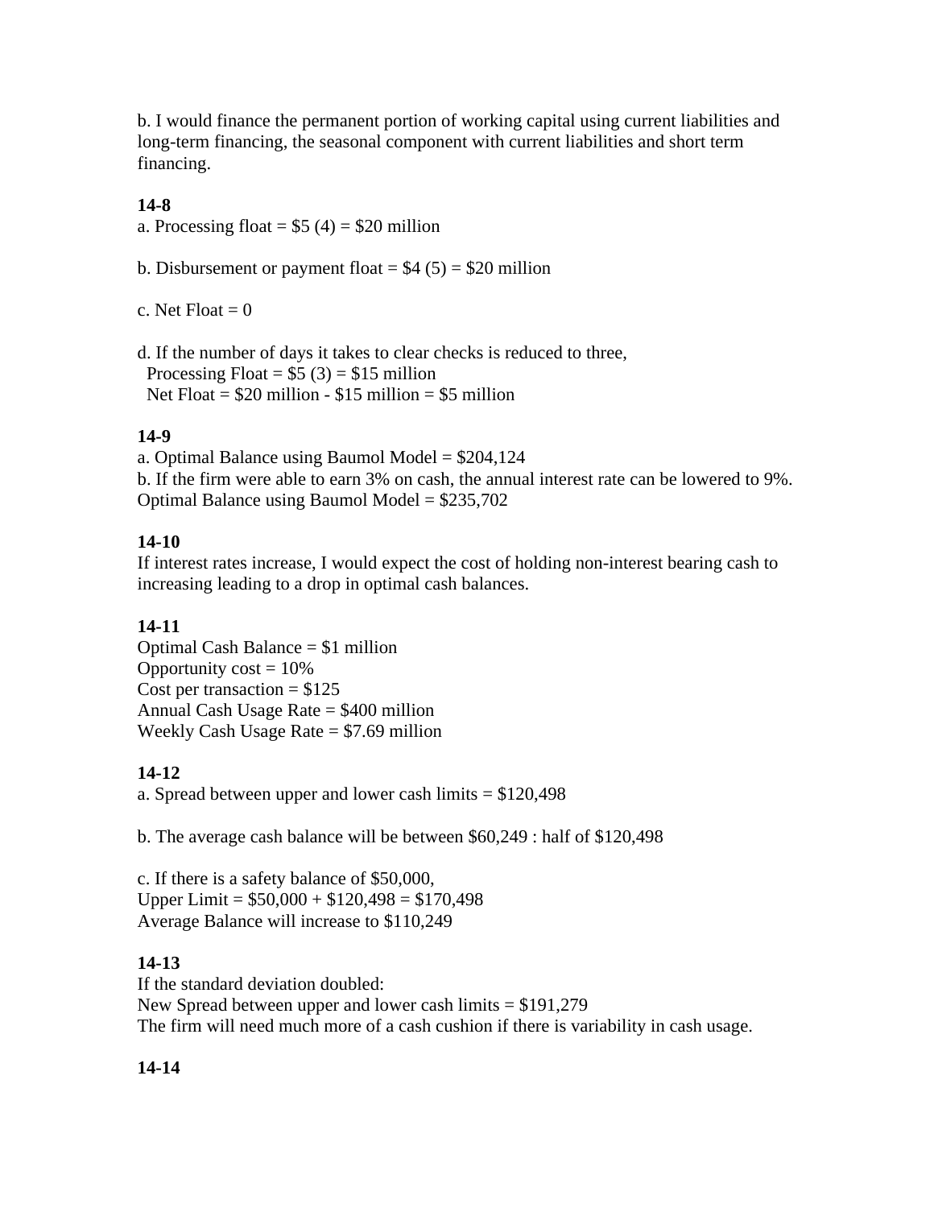b. I would finance the permanent portion of working capital using current liabilities and long-term financing, the seasonal component with current liabilities and short term financing.

**14-8**

a. Processing float = $5 (4) = $20 million

b. Disbursement or payment float = $4 (5) = $20 million

c. Net Float = 0

d. If the number of days it takes to clear checks is reduced to three,
  Processing Float = $5 (3) = $15 million
  Net Float = $20 million - $15 million = $5 million

**14-9**

a. Optimal Balance using Baumol Model = $204,124
b. If the firm were able to earn 3% on cash, the annual interest rate can be lowered to 9%.
Optimal Balance using Baumol Model = $235,702

**14-10**

If interest rates increase, I would expect the cost of holding non-interest bearing cash to increasing leading to a drop in optimal cash balances.

**14-11**

Optimal Cash Balance = $1 million
Opportunity cost = 10%
Cost per transaction = $125
Annual Cash Usage Rate = $400 million
Weekly Cash Usage Rate = $7.69 million

**14-12**

a. Spread between upper and lower cash limits = $120,498

b. The average cash balance will be between $60,249 : half of $120,498

c. If there is a safety balance of $50,000,
Upper Limit = $50,000 + $120,498 = $170,498
Average Balance will increase to $110,249

**14-13**

If the standard deviation doubled:
New Spread between upper and lower cash limits = $191,279
The firm will need much more of a cash cushion if there is variability in cash usage.

**14-14**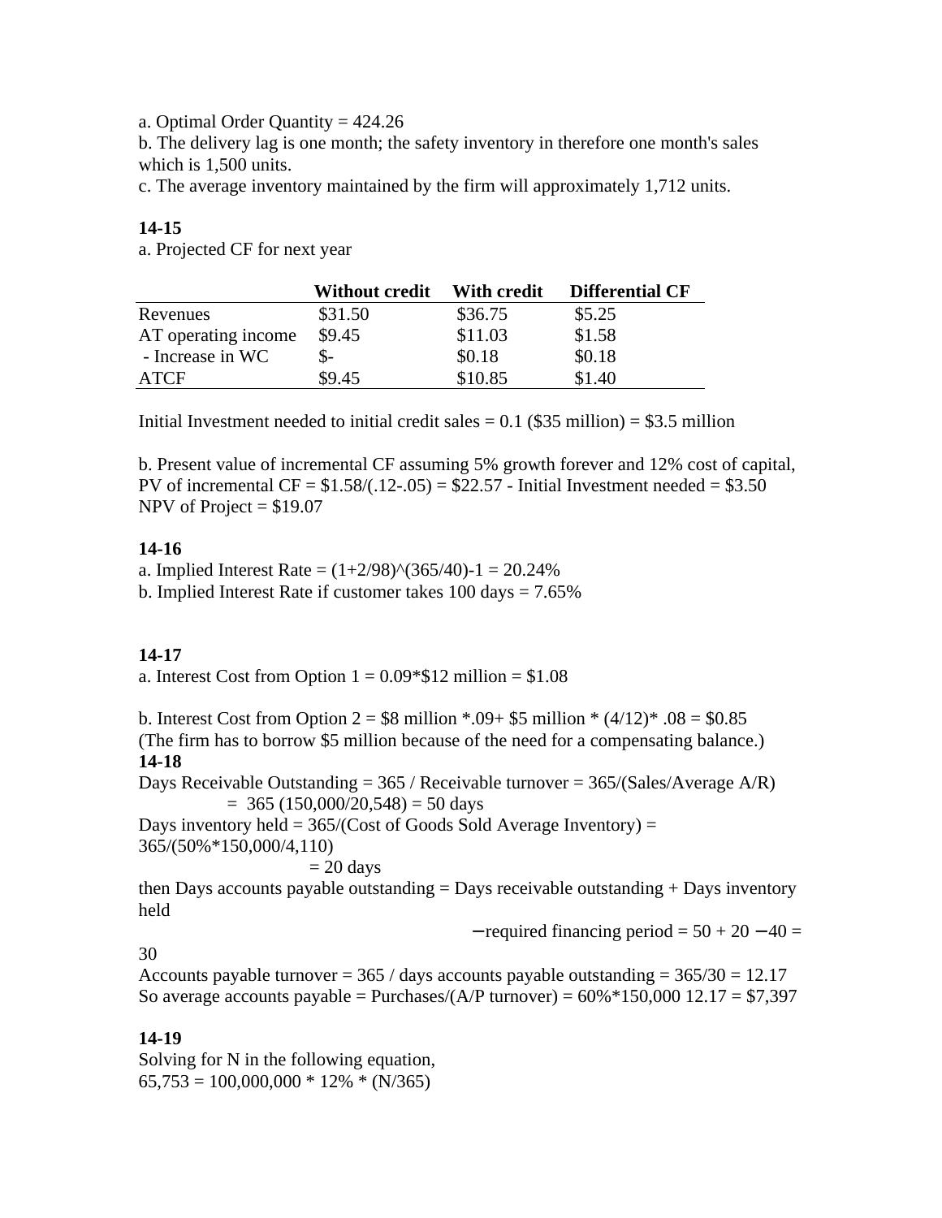a. Optimal Order Quantity = 424.26

b. The delivery lag is one month; the safety inventory in therefore one month's sales which is 1,500 units.

c. The average inventory maintained by the firm will approximately 1,712 units.

**14-15**

a. Projected CF for next year

| | **Without credit** | **With credit** | **Differential CF** |
|---|---|---|---|
| Revenues | $31.50 | $36.75 | $5.25 |
| AT operating income | $9.45 | $11.03 | $1.58 |
| - Increase in WC | $- | $0.18 | $0.18 |
| ATCF | $9.45 | $10.85 | $1.40 |

Initial Investment needed to initial credit sales = 0.1 ($35 million) = $3.5 million

b. Present value of incremental CF assuming 5% growth forever and 12% cost of capital,
PV of incremental CF = $1.58/(.12-.05) = $22.57 - Initial Investment needed = $3.50
NPV of Project = $19.07

**14-16**

a. Implied Interest Rate = (1+2/98)^(365/40)-1 = 20.24%

b. Implied Interest Rate if customer takes 100 days = 7.65%

**14-17**

a. Interest Cost from Option 1 = 0.09*$12 million = $1.08

b. Interest Cost from Option 2 = $8 million *.09+ $5 million * (4/12)* .08 = $0.85
(The firm has to borrow $5 million because of the need for a compensating balance.)

**14-18**

Days Receivable Outstanding = 365 / Receivable turnover = 365/(Sales/Average A/R)
= 365 (150,000/20,548) = 50 days

Days inventory held = 365/(Cost of Goods Sold Average Inventory) = 365/(50%*150,000/4,110)
= 20 days

then Days accounts payable outstanding = Days receivable outstanding + Days inventory held
−required financing period = 50 + 20 − 40 = 30

Accounts payable turnover = 365 / days accounts payable outstanding = 365/30 = 12.17

So average accounts payable = Purchases/(A/P turnover) = 60%*150,000 12.17 = $7,397

**14-19**

Solving for N in the following equation,
65,753 = 100,000,000 * 12% * (N/365)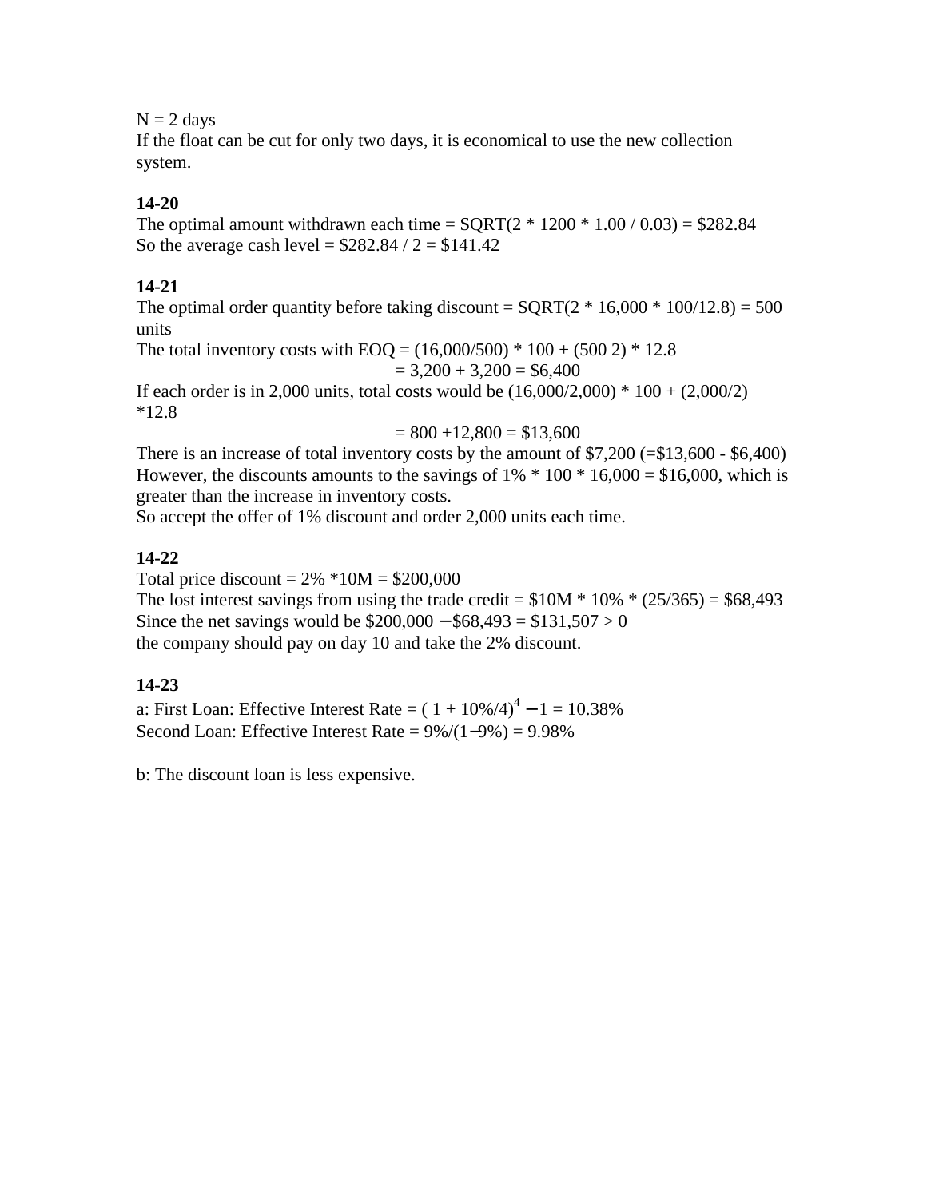N = 2 days
If the float can be cut for only two days, it is economical to use the new collection system.

**14-20**

The optimal amount withdrawn each time = SQRT(2 * 1200 * 1.00 / 0.03) = $282.84
So the average cash level = $282.84 / 2 = $141.42

**14-21**

The optimal order quantity before taking discount = SQRT(2 * 16,000 * 100/12.8) = 500 units
The total inventory costs with EOQ = (16,000/500) * 100 + (500 2) * 12.8
= 3,200 + 3,200 = $6,400
If each order is in 2,000 units, total costs would be (16,000/2,000) * 100 + (2,000/2) *12.8
= 800 +12,800 = $13,600
There is an increase of total inventory costs by the amount of $7,200 (=$13,600 - $6,400)
However, the discounts amounts to the savings of 1% * 100 * 16,000 = $16,000, which is greater than the increase in inventory costs.
So accept the offer of 1% discount and order 2,000 units each time.

**14-22**

Total price discount = 2% *10M = $200,000
The lost interest savings from using the trade credit = $10M * 10% * (25/365) = $68,493
Since the net savings would be $200,000 − $68,493 = $131,507 > 0
the company should pay on day 10 and take the 2% discount.

**14-23**

a: First Loan: Effective Interest Rate = $( 1 + 10\%/4)^4 - 1$ = 10.38%
Second Loan: Effective Interest Rate = 9%/(1−9%) = 9.98%

b: The discount loan is less expensive.